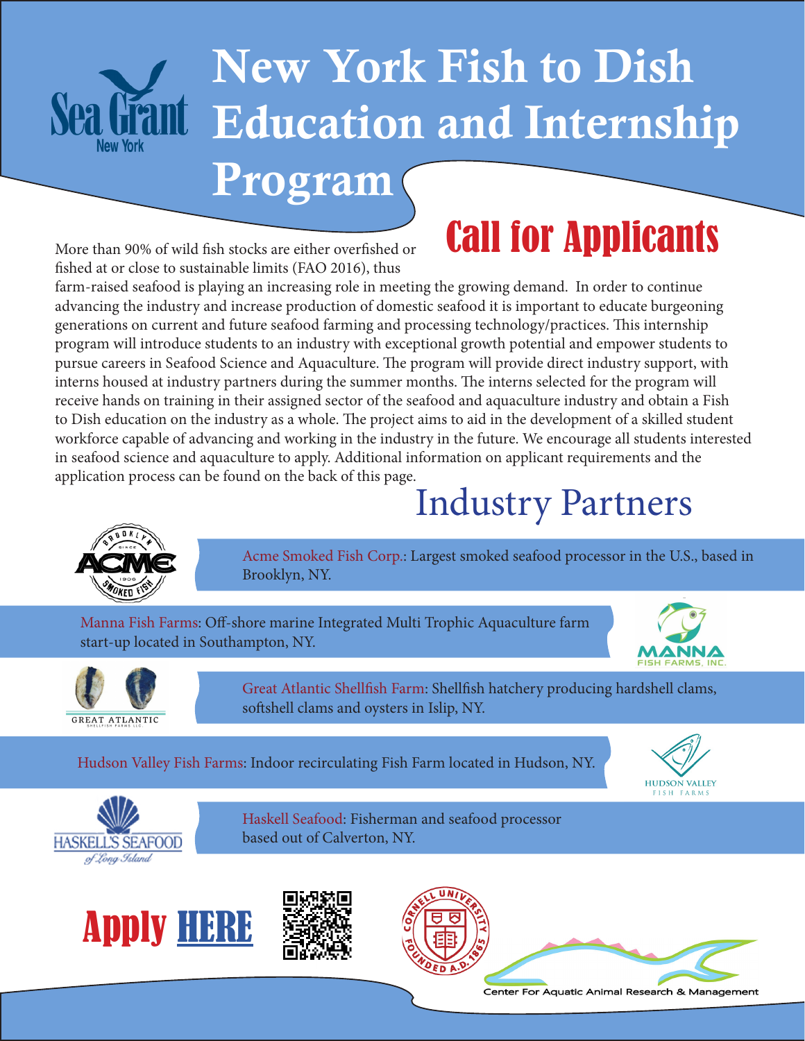# New York Fish to Dish Education and Internship Program

## Call for Applicants

More than 90% of wild fish stocks are either overfished or fished at or close to sustainable limits (FAO 2016), thus farm-raised seafood is playing an increasing role in meeting the growing demand. In order to continue advancing the industry and increase production of domestic seafood it is important to educate burgeoning generations on current and future seafood farming and processing technology/practices. This internship program will introduce students to an industry with exceptional growth potential and empower students to pursue careers in Seafood Science and Aquaculture. The program will provide direct industry support, with interns housed at industry partners during the summer months. The interns selected for the program will receive hands on training in their assigned sector of the seafood and aquaculture industry and obtain a Fish to Dish education on the industry as a whole. The project aims to aid in the development of a skilled student workforce capable of advancing and working in the industry in the future. We encourage all students interested in seafood science and aquaculture to apply. Additional information on applicant requirements and the application process can be found on the back of this page.

## Industry Partners

Acme Smoked Fish Corp.: Largest smoked seafood processor in the U.S., based in Brooklyn, NY.

Manna Fish Farms: Off-shore marine Integrated Multi Trophic Aquaculture farm start-up located in Southampton, NY.

Great Atlantic Shellfish Farm: Shellfish hatchery producing hardshell clams, softshell clams and oysters in Islip, NY.

Hudson Valley Fish Farms: Indoor recirculating Fish Farm located in Hudson, NY.

Haskell Seafood: Fisherman and seafood processor based out of Calverton, NY.

**Apply HERE**

Center For Aquatic Animal Research & Management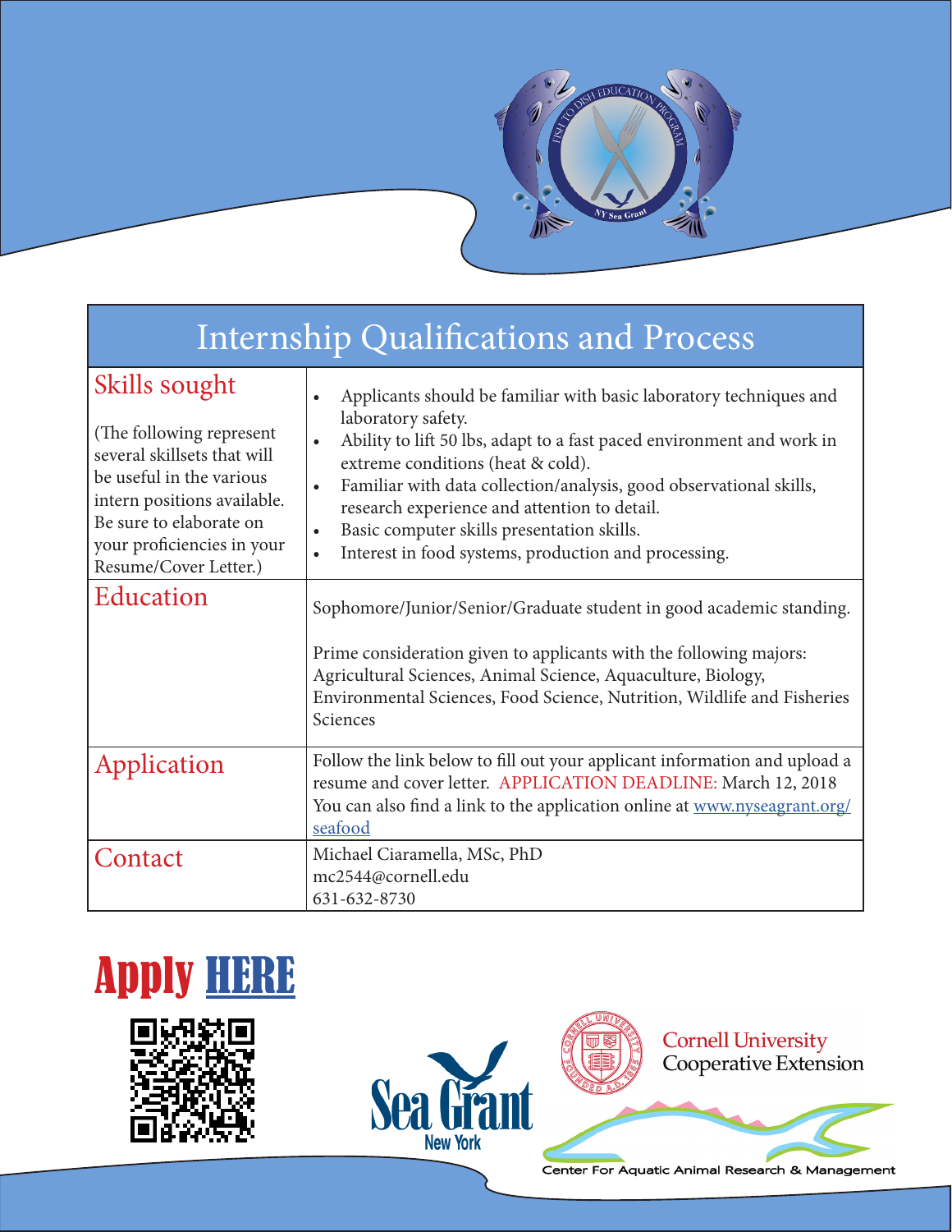# Internship Qualifications and Process

| | |
|---|---|
| **Skills sought**<br><br>(The following represent several skillsets that will be useful in the various intern positions available. Be sure to elaborate on your proficiencies in your Resume/Cover Letter.) | • Applicants should be familiar with basic laboratory techniques and laboratory safety.<br>• Ability to lift 50 lbs, adapt to a fast paced environment and work in extreme conditions (heat & cold).<br>• Familiar with data collection/analysis, good observational skills, research experience and attention to detail.<br>• Basic computer skills presentation skills.<br>• Interest in food systems, production and processing. |
| **Education** | Sophomore/Junior/Senior/Graduate student in good academic standing.<br><br>Prime consideration given to applicants with the following majors: Agricultural Sciences, Animal Science, Aquaculture, Biology, Environmental Sciences, Food Science, Nutrition, Wildlife and Fisheries Sciences |
| **Application** | Follow the link below to fill out your applicant information and upload a resume and cover letter. APPLICATION DEADLINE: March 12, 2018<br>You can also find a link to the application online at www.nyseagrant.org/seafood |
| **Contact** | Michael Ciaramella, MSc, PhD<br>mc2544@cornell.edu<br>631-632-8730 |

## Apply HERE

Sea Grant New York

Cornell University Cooperative Extension

Center For Aquatic Animal Research & Management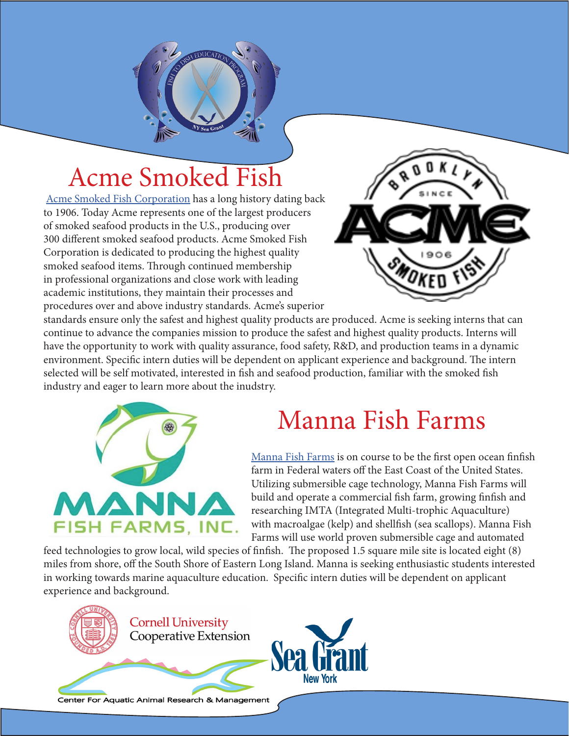# Acme Smoked Fish

Acme Smoked Fish Corporation has a long history dating back to 1906. Today Acme represents one of the largest producers of smoked seafood products in the U.S., producing over 300 different smoked seafood products. Acme Smoked Fish Corporation is dedicated to producing the highest quality smoked seafood items. Through continued membership in professional organizations and close work with leading academic institutions, they maintain their processes and procedures over and above industry standards. Acme's superior standards ensure only the safest and highest quality products are produced. Acme is seeking interns that can continue to advance the companies mission to produce the safest and highest quality products. Interns will have the opportunity to work with quality assurance, food safety, R&D, and production teams in a dynamic environment. Specific intern duties will be dependent on applicant experience and background. The intern selected will be self motivated, interested in fish and seafood production, familiar with the smoked fish industry and eager to learn more about the inudstry.

# Manna Fish Farms

Manna Fish Farms is on course to be the first open ocean finfish farm in Federal waters off the East Coast of the United States. Utilizing submersible cage technology, Manna Fish Farms will build and operate a commercial fish farm, growing finfish and researching IMTA (Integrated Multi-trophic Aquaculture) with macroalgae (kelp) and shellfish (sea scallops). Manna Fish Farms will use world proven submersible cage and automated feed technologies to grow local, wild species of finfish. The proposed 1.5 square mile site is located eight (8) miles from shore, off the South Shore of Eastern Long Island. Manna is seeking enthusiastic students interested in working towards marine aquaculture education. Specific intern duties will be dependent on applicant experience and background.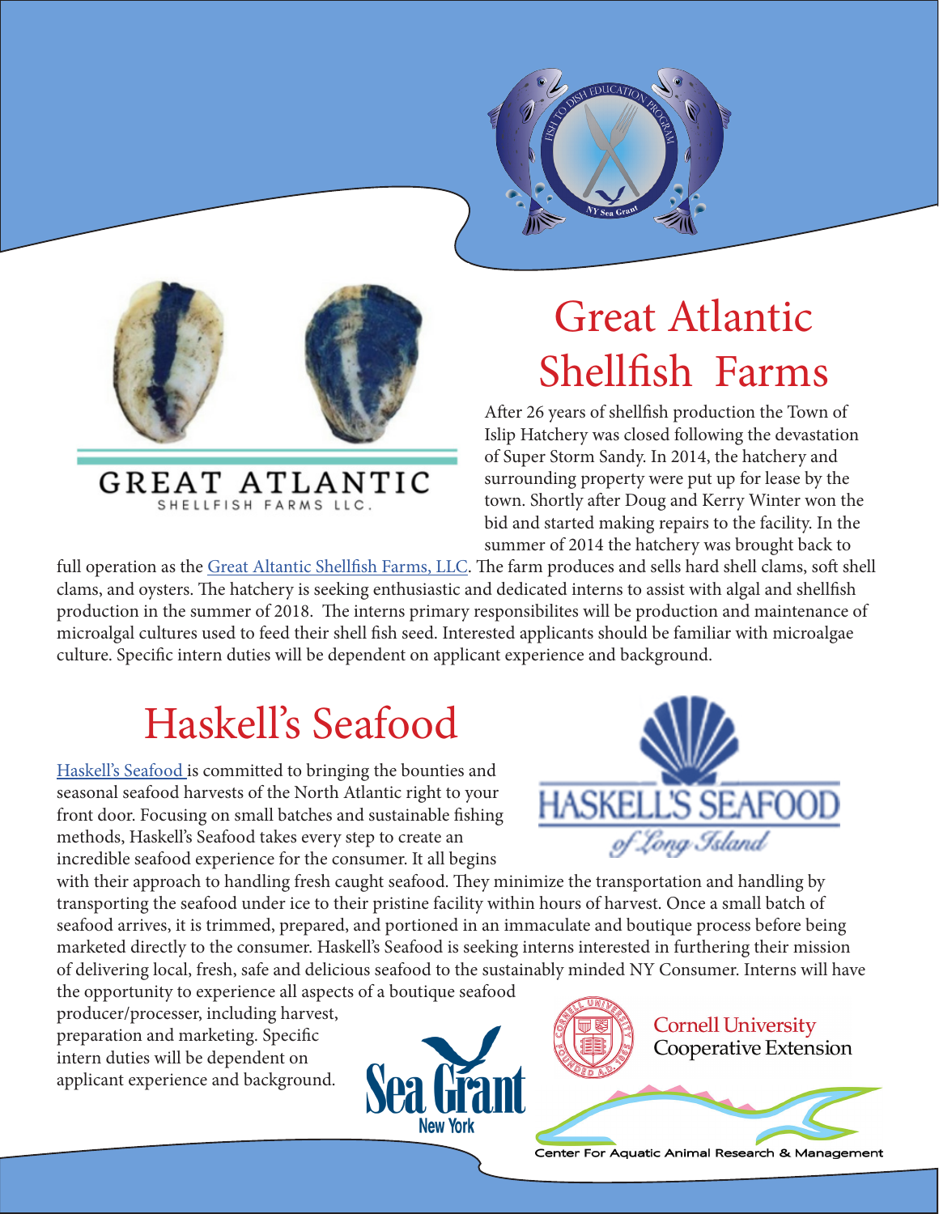# Great Atlantic Shellfish Farms

After 26 years of shellfish production the Town of Islip Hatchery was closed following the devastation of Super Storm Sandy. In 2014, the hatchery and surrounding property were put up for lease by the town. Shortly after Doug and Kerry Winter won the bid and started making repairs to the facility. In the summer of 2014 the hatchery was brought back to full operation as the Great Altantic Shellfish Farms, LLC. The farm produces and sells hard shell clams, soft shell clams, and oysters. The hatchery is seeking enthusiastic and dedicated interns to assist with algal and shellfish production in the summer of 2018. The interns primary responsibilites will be production and maintenance of microalgal cultures used to feed their shell fish seed. Interested applicants should be familiar with microalgae culture. Specific intern duties will be dependent on applicant experience and background.

# Haskell's Seafood

Haskell's Seafood is committed to bringing the bounties and seasonal seafood harvests of the North Atlantic right to your front door. Focusing on small batches and sustainable fishing methods, Haskell's Seafood takes every step to create an incredible seafood experience for the consumer. It all begins with their approach to handling fresh caught seafood. They minimize the transportation and handling by transporting the seafood under ice to their pristine facility within hours of harvest. Once a small batch of seafood arrives, it is trimmed, prepared, and portioned in an immaculate and boutique process before being marketed directly to the consumer. Haskell's Seafood is seeking interns interested in furthering their mission of delivering local, fresh, safe and delicious seafood to the sustainably minded NY Consumer. Interns will have the opportunity to experience all aspects of a boutique seafood producer/processer, including harvest, preparation and marketing. Specific intern duties will be dependent on applicant experience and background.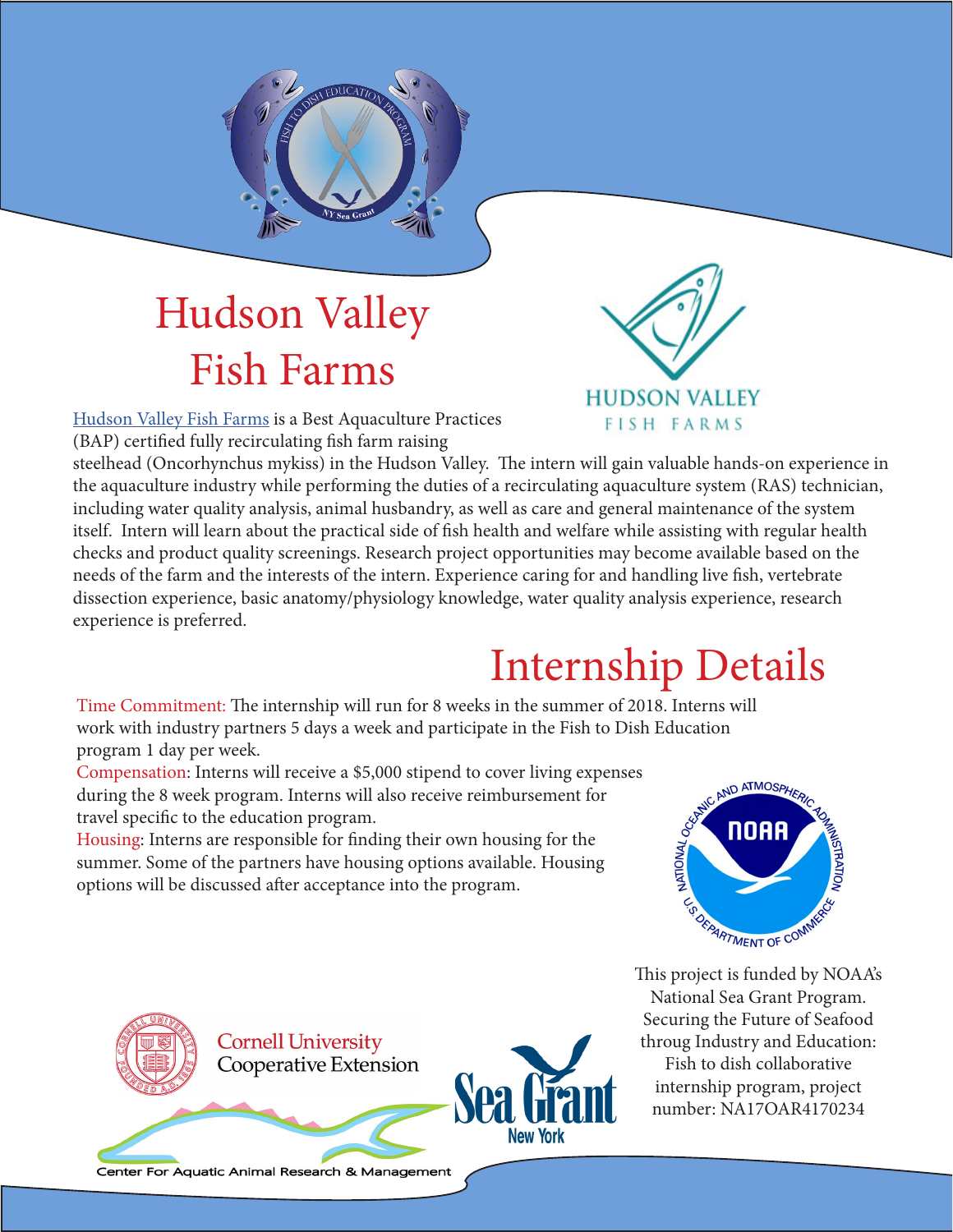# Hudson Valley Fish Farms

Hudson Valley Fish Farms is a Best Aquaculture Practices (BAP) certified fully recirculating fish farm raising steelhead (Oncorhynchus mykiss) in the Hudson Valley. The intern will gain valuable hands-on experience in the aquaculture industry while performing the duties of a recirculating aquaculture system (RAS) technician, including water quality analysis, animal husbandry, as well as care and general maintenance of the system itself. Intern will learn about the practical side of fish health and welfare while assisting with regular health checks and product quality screenings. Research project opportunities may become available based on the needs of the farm and the interests of the intern. Experience caring for and handling live fish, vertebrate dissection experience, basic anatomy/physiology knowledge, water quality analysis experience, research experience is preferred.

## Internship Details

Time Commitment: The internship will run for 8 weeks in the summer of 2018. Interns will work with industry partners 5 days a week and participate in the Fish to Dish Education program 1 day per week.

Compensation: Interns will receive a $5,000 stipend to cover living expenses during the 8 week program. Interns will also receive reimbursement for travel specific to the education program.

Housing: Interns are responsible for finding their own housing for the summer. Some of the partners have housing options available. Housing options will be discussed after acceptance into the program.

This project is funded by NOAA's National Sea Grant Program. Securing the Future of Seafood throug Industry and Education: Fish to dish collaborative internship program, project number: NA17OAR4170234